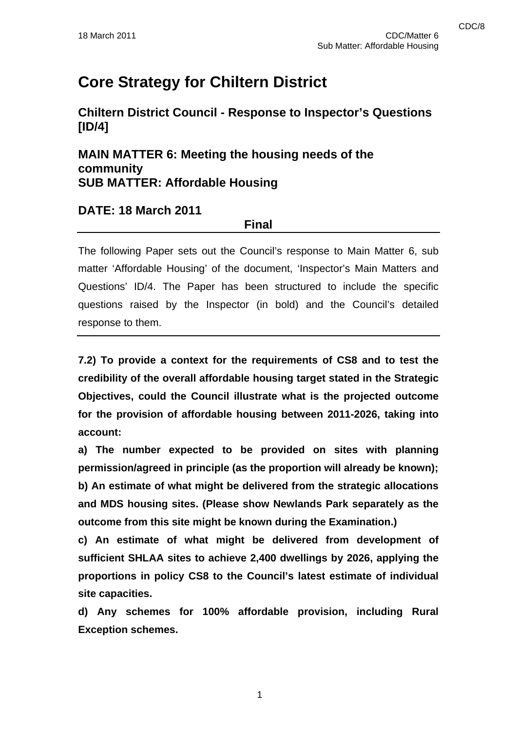# Core Strategy for Chiltern District

## Chiltern District Council - Response to Inspector's Questions [ID/4]

## MAIN MATTER 6: Meeting the housing needs of the community
## SUB MATTER: Affordable Housing

## DATE: 18 March 2011

**Final**

---

The following Paper sets out the Council's response to Main Matter 6, sub matter 'Affordable Housing' of the document, 'Inspector's Main Matters and Questions' ID/4. The Paper has been structured to include the specific questions raised by the Inspector (in bold) and the Council's detailed response to them.

---

**7.2) To provide a context for the requirements of CS8 and to test the credibility of the overall affordable housing target stated in the Strategic Objectives, could the Council illustrate what is the projected outcome for the provision of affordable housing between 2011-2026, taking into account:**

**a) The number expected to be provided on sites with planning permission/agreed in principle (as the proportion will already be known);**

**b) An estimate of what might be delivered from the strategic allocations and MDS housing sites. (Please show Newlands Park separately as the outcome from this site might be known during the Examination.)**

**c) An estimate of what might be delivered from development of sufficient SHLAA sites to achieve 2,400 dwellings by 2026, applying the proportions in policy CS8 to the Council's latest estimate of individual site capacities.**

**d) Any schemes for 100% affordable provision, including Rural Exception schemes.**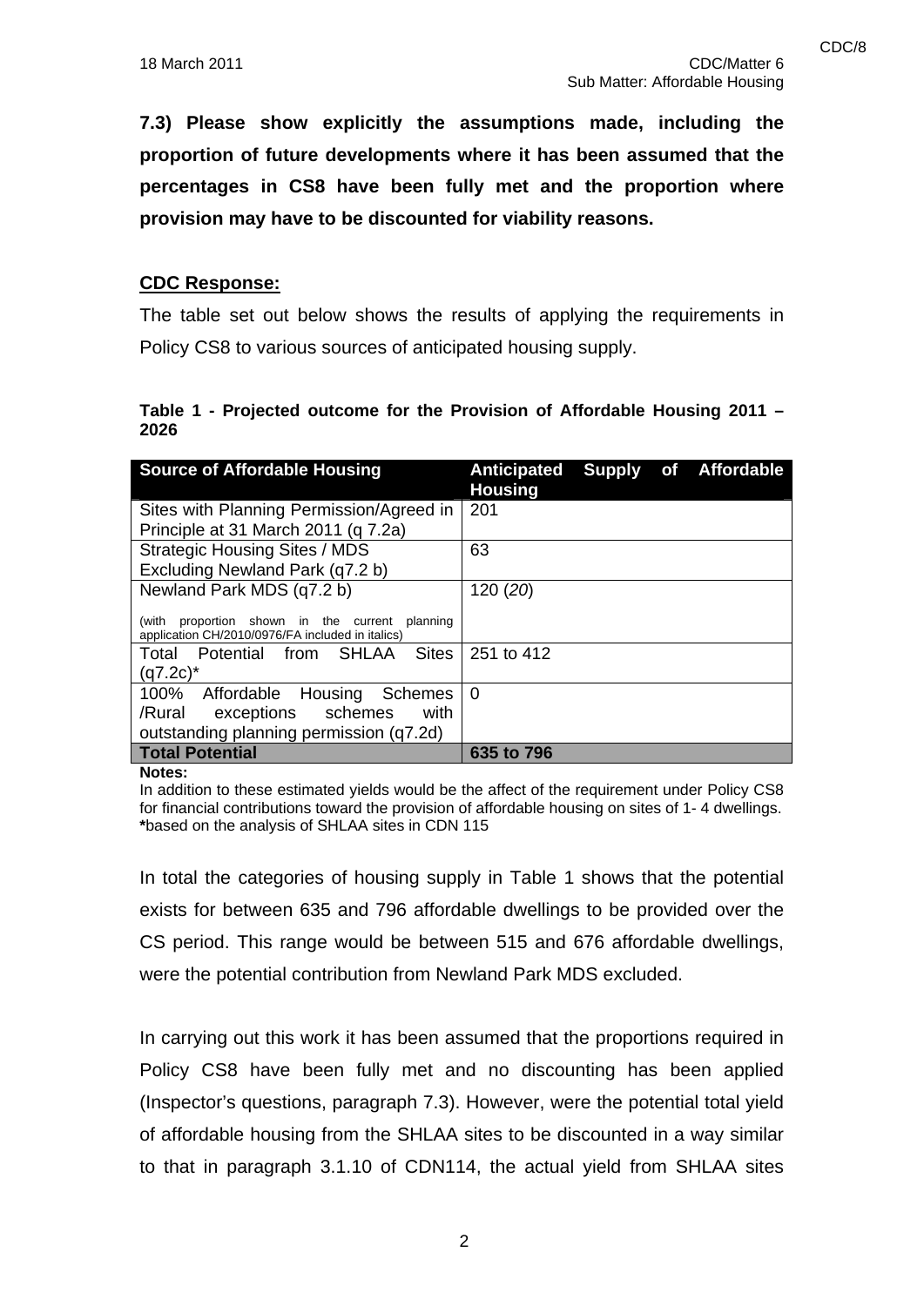**7.3) Please show explicitly the assumptions made, including the proportion of future developments where it has been assumed that the percentages in CS8 have been fully met and the proportion where provision may have to be discounted for viability reasons.**

**CDC Response:**

The table set out below shows the results of applying the requirements in Policy CS8 to various sources of anticipated housing supply.

**Table 1 - Projected outcome for the Provision of Affordable Housing 2011 – 2026**

| Source of Affordable Housing | Anticipated Supply of Affordable Housing |
|---|---|
| Sites with Planning Permission/Agreed in Principle at 31 March 2011 (q 7.2a) | 201 |
| Strategic Housing Sites / MDS Excluding Newland Park (q7.2 b) | 63 |
| Newland Park MDS (q7.2 b)<br>(with proportion shown in the current planning application CH/2010/0976/FA included in italics) | 120 (*20*) |
| Total Potential from SHLAA Sites (q7.2c)* | 251 to 412 |
| 100% Affordable Housing Schemes /Rural exceptions schemes with outstanding planning permission (q7.2d) | 0 |
| **Total Potential** | **635 to 796** |

**Notes:**
In addition to these estimated yields would be the affect of the requirement under Policy CS8 for financial contributions toward the provision of affordable housing on sites of 1- 4 dwellings.
**\***based on the analysis of SHLAA sites in CDN 115

In total the categories of housing supply in Table 1 shows that the potential exists for between 635 and 796 affordable dwellings to be provided over the CS period. This range would be between 515 and 676 affordable dwellings, were the potential contribution from Newland Park MDS excluded.

In carrying out this work it has been assumed that the proportions required in Policy CS8 have been fully met and no discounting has been applied (Inspector's questions, paragraph 7.3). However, were the potential total yield of affordable housing from the SHLAA sites to be discounted in a way similar to that in paragraph 3.1.10 of CDN114, the actual yield from SHLAA sites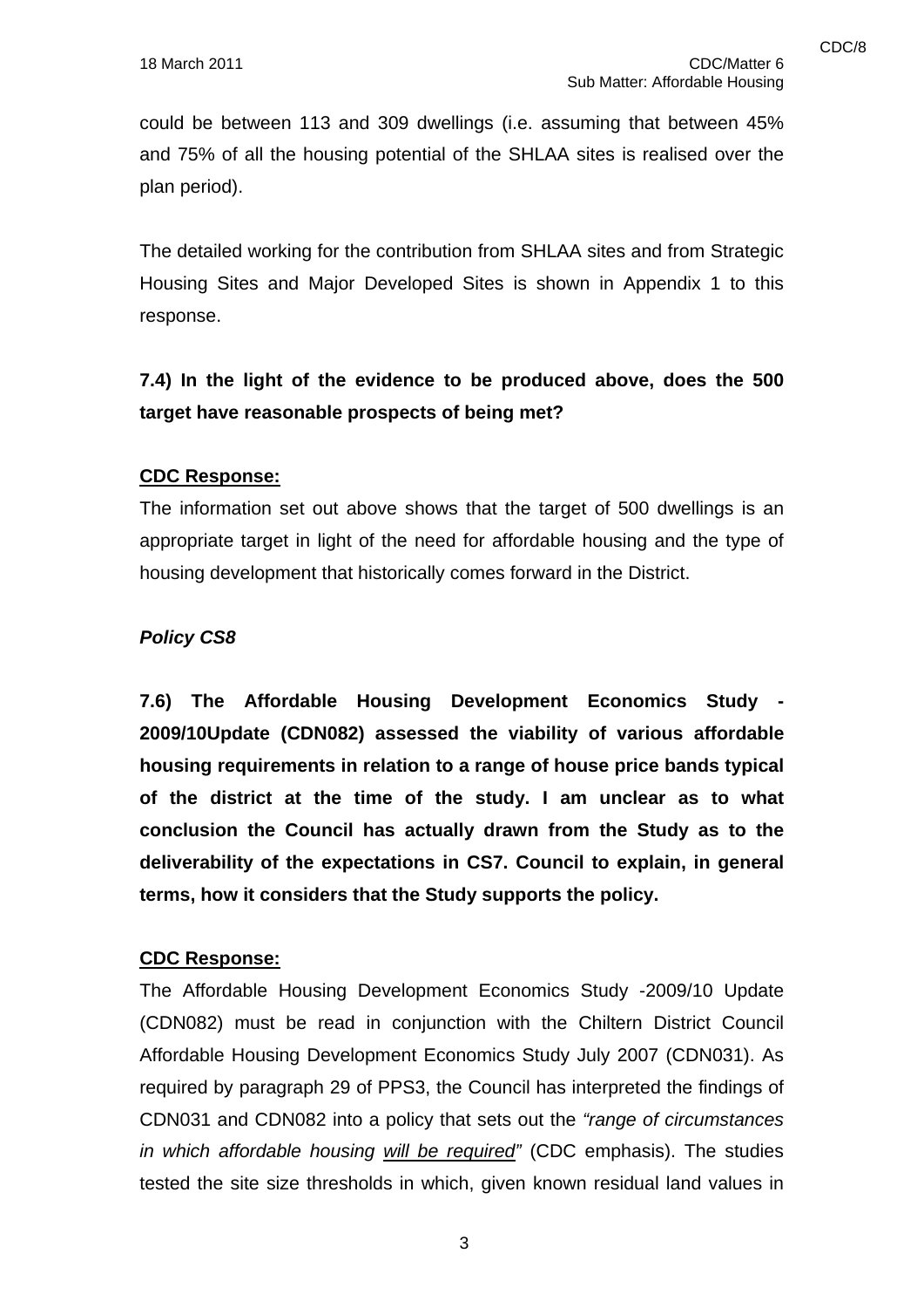could be between 113 and 309 dwellings (i.e. assuming that between 45% and 75% of all the housing potential of the SHLAA sites is realised over the plan period).

The detailed working for the contribution from SHLAA sites and from Strategic Housing Sites and Major Developed Sites is shown in Appendix 1 to this response.

**7.4) In the light of the evidence to be produced above, does the 500 target have reasonable prospects of being met?**

**CDC Response:**

The information set out above shows that the target of 500 dwellings is an appropriate target in light of the need for affordable housing and the type of housing development that historically comes forward in the District.

***Policy CS8***

**7.6) The Affordable Housing Development Economics Study - 2009/10Update (CDN082) assessed the viability of various affordable housing requirements in relation to a range of house price bands typical of the district at the time of the study. I am unclear as to what conclusion the Council has actually drawn from the Study as to the deliverability of the expectations in CS7. Council to explain, in general terms, how it considers that the Study supports the policy.**

**CDC Response:**

The Affordable Housing Development Economics Study -2009/10 Update (CDN082) must be read in conjunction with the Chiltern District Council Affordable Housing Development Economics Study July 2007 (CDN031). As required by paragraph 29 of PPS3, the Council has interpreted the findings of CDN031 and CDN082 into a policy that sets out the *"range of circumstances in which affordable housing will be required"* (CDC emphasis). The studies tested the site size thresholds in which, given known residual land values in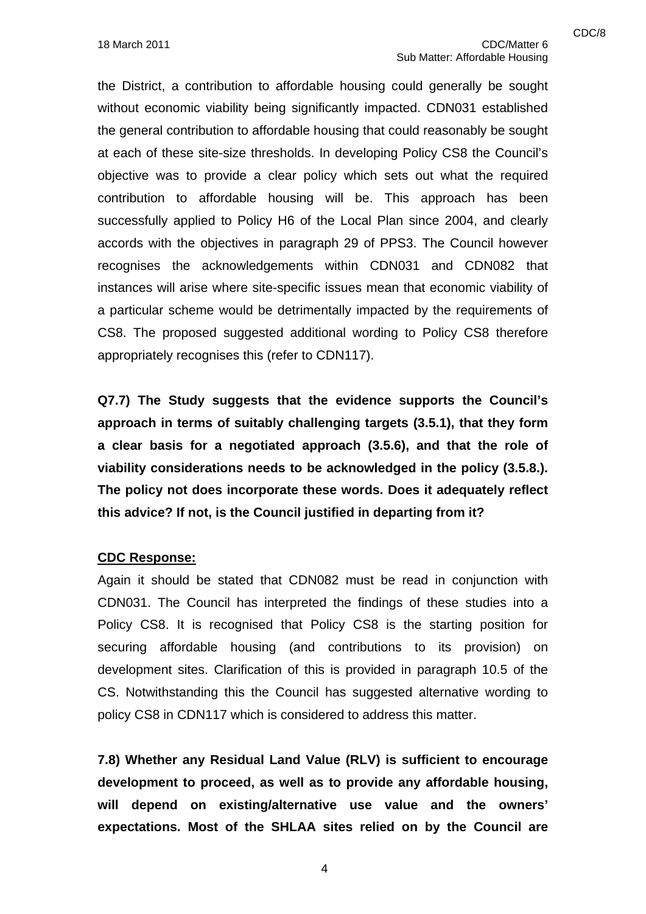the District, a contribution to affordable housing could generally be sought without economic viability being significantly impacted. CDN031 established the general contribution to affordable housing that could reasonably be sought at each of these site-size thresholds. In developing Policy CS8 the Council's objective was to provide a clear policy which sets out what the required contribution to affordable housing will be. This approach has been successfully applied to Policy H6 of the Local Plan since 2004, and clearly accords with the objectives in paragraph 29 of PPS3. The Council however recognises the acknowledgements within CDN031 and CDN082 that instances will arise where site-specific issues mean that economic viability of a particular scheme would be detrimentally impacted by the requirements of CS8. The proposed suggested additional wording to Policy CS8 therefore appropriately recognises this (refer to CDN117).

**Q7.7) The Study suggests that the evidence supports the Council's approach in terms of suitably challenging targets (3.5.1), that they form a clear basis for a negotiated approach (3.5.6), and that the role of viability considerations needs to be acknowledged in the policy (3.5.8.). The policy not does incorporate these words. Does it adequately reflect this advice? If not, is the Council justified in departing from it?**

**CDC Response:**

Again it should be stated that CDN082 must be read in conjunction with CDN031. The Council has interpreted the findings of these studies into a Policy CS8. It is recognised that Policy CS8 is the starting position for securing affordable housing (and contributions to its provision) on development sites. Clarification of this is provided in paragraph 10.5 of the CS. Notwithstanding this the Council has suggested alternative wording to policy CS8 in CDN117 which is considered to address this matter.

**7.8) Whether any Residual Land Value (RLV) is sufficient to encourage development to proceed, as well as to provide any affordable housing, will depend on existing/alternative use value and the owners' expectations. Most of the SHLAA sites relied on by the Council are**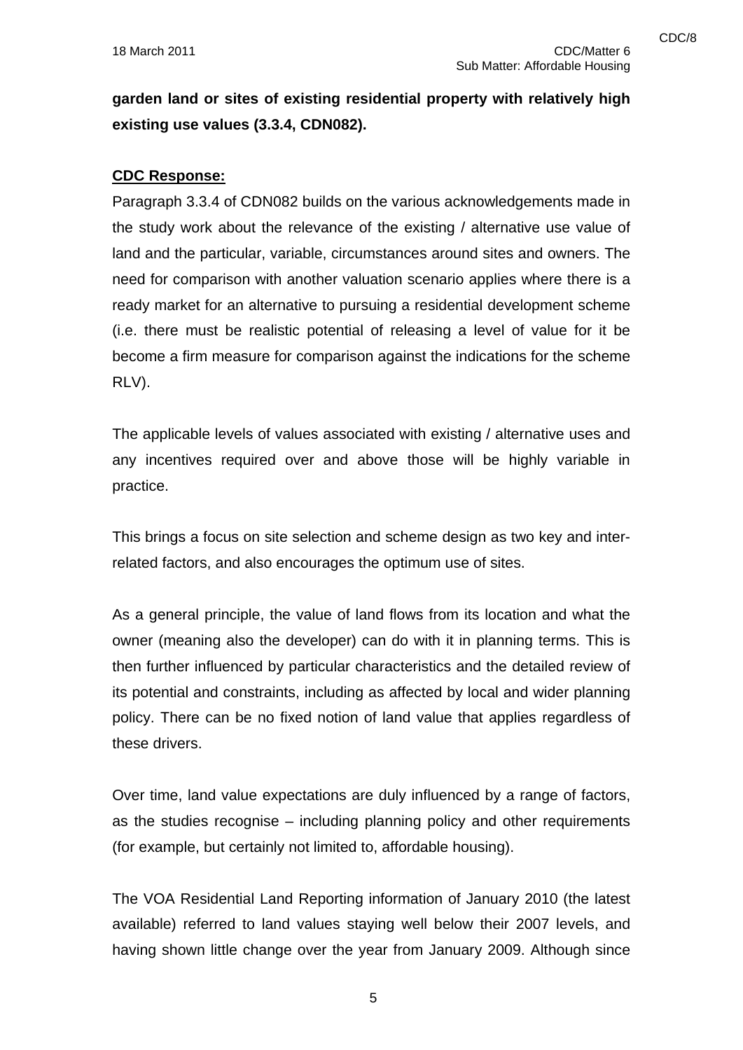**garden land or sites of existing residential property with relatively high existing use values (3.3.4, CDN082).**

**CDC Response:**

Paragraph 3.3.4 of CDN082 builds on the various acknowledgements made in the study work about the relevance of the existing / alternative use value of land and the particular, variable, circumstances around sites and owners. The need for comparison with another valuation scenario applies where there is a ready market for an alternative to pursuing a residential development scheme (i.e. there must be realistic potential of releasing a level of value for it be become a firm measure for comparison against the indications for the scheme RLV).

The applicable levels of values associated with existing / alternative uses and any incentives required over and above those will be highly variable in practice.

This brings a focus on site selection and scheme design as two key and inter-related factors, and also encourages the optimum use of sites.

As a general principle, the value of land flows from its location and what the owner (meaning also the developer) can do with it in planning terms. This is then further influenced by particular characteristics and the detailed review of its potential and constraints, including as affected by local and wider planning policy. There can be no fixed notion of land value that applies regardless of these drivers.

Over time, land value expectations are duly influenced by a range of factors, as the studies recognise – including planning policy and other requirements (for example, but certainly not limited to, affordable housing).

The VOA Residential Land Reporting information of January 2010 (the latest available) referred to land values staying well below their 2007 levels, and having shown little change over the year from January 2009. Although since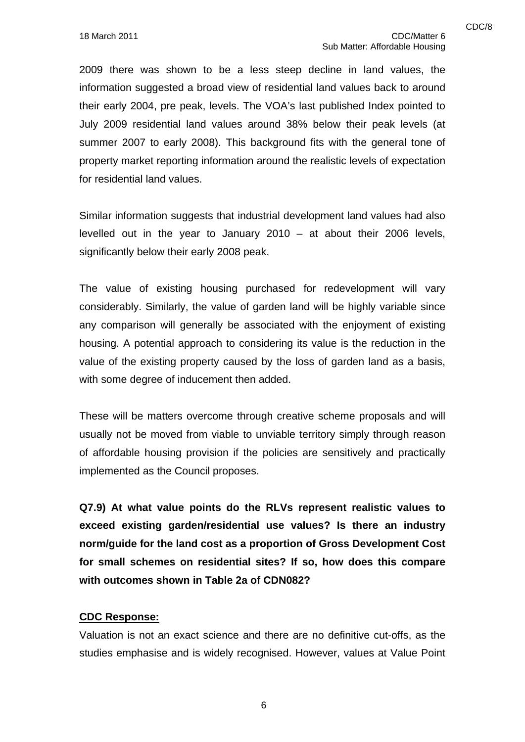2009 there was shown to be a less steep decline in land values, the information suggested a broad view of residential land values back to around their early 2004, pre peak, levels. The VOA's last published Index pointed to July 2009 residential land values around 38% below their peak levels (at summer 2007 to early 2008). This background fits with the general tone of property market reporting information around the realistic levels of expectation for residential land values.

Similar information suggests that industrial development land values had also levelled out in the year to January 2010 – at about their 2006 levels, significantly below their early 2008 peak.

The value of existing housing purchased for redevelopment will vary considerably. Similarly, the value of garden land will be highly variable since any comparison will generally be associated with the enjoyment of existing housing. A potential approach to considering its value is the reduction in the value of the existing property caused by the loss of garden land as a basis, with some degree of inducement then added.

These will be matters overcome through creative scheme proposals and will usually not be moved from viable to unviable territory simply through reason of affordable housing provision if the policies are sensitively and practically implemented as the Council proposes.

**Q7.9) At what value points do the RLVs represent realistic values to exceed existing garden/residential use values? Is there an industry norm/guide for the land cost as a proportion of Gross Development Cost for small schemes on residential sites? If so, how does this compare with outcomes shown in Table 2a of CDN082?**

**CDC Response:**

Valuation is not an exact science and there are no definitive cut-offs, as the studies emphasise and is widely recognised. However, values at Value Point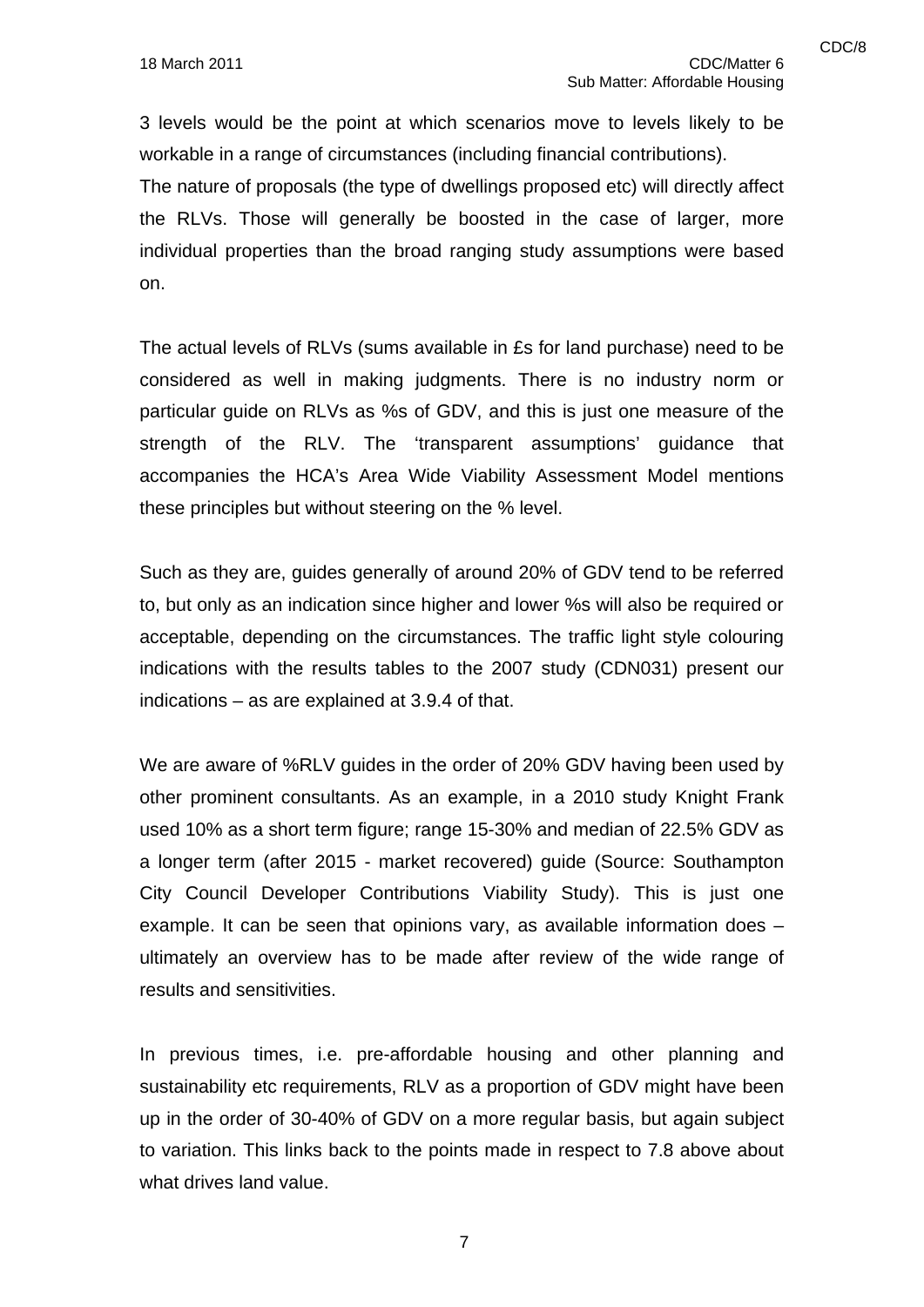3 levels would be the point at which scenarios move to levels likely to be workable in a range of circumstances (including financial contributions).
The nature of proposals (the type of dwellings proposed etc) will directly affect the RLVs. Those will generally be boosted in the case of larger, more individual properties than the broad ranging study assumptions were based on.

The actual levels of RLVs (sums available in £s for land purchase) need to be considered as well in making judgments. There is no industry norm or particular guide on RLVs as %s of GDV, and this is just one measure of the strength of the RLV. The 'transparent assumptions' guidance that accompanies the HCA's Area Wide Viability Assessment Model mentions these principles but without steering on the % level.

Such as they are, guides generally of around 20% of GDV tend to be referred to, but only as an indication since higher and lower %s will also be required or acceptable, depending on the circumstances. The traffic light style colouring indications with the results tables to the 2007 study (CDN031) present our indications – as are explained at 3.9.4 of that.

We are aware of %RLV guides in the order of 20% GDV having been used by other prominent consultants. As an example, in a 2010 study Knight Frank used 10% as a short term figure; range 15-30% and median of 22.5% GDV as a longer term (after 2015 - market recovered) guide (Source: Southampton City Council Developer Contributions Viability Study). This is just one example. It can be seen that opinions vary, as available information does – ultimately an overview has to be made after review of the wide range of results and sensitivities.

In previous times, i.e. pre-affordable housing and other planning and sustainability etc requirements, RLV as a proportion of GDV might have been up in the order of 30-40% of GDV on a more regular basis, but again subject to variation. This links back to the points made in respect to 7.8 above about what drives land value.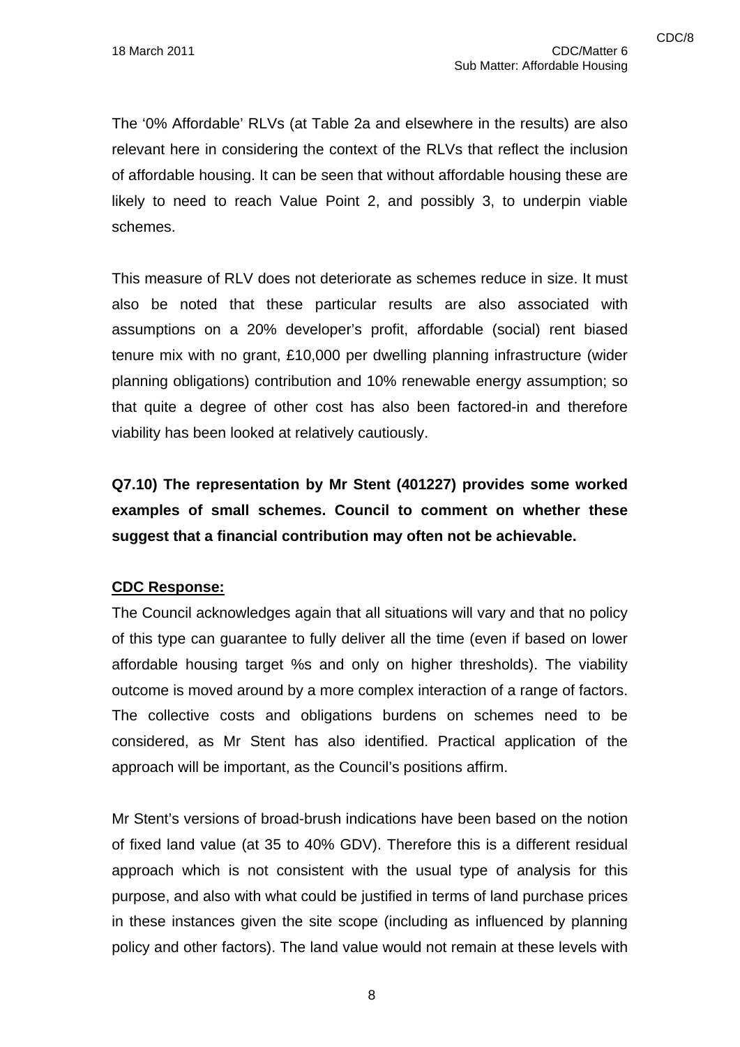The '0% Affordable' RLVs (at Table 2a and elsewhere in the results) are also relevant here in considering the context of the RLVs that reflect the inclusion of affordable housing. It can be seen that without affordable housing these are likely to need to reach Value Point 2, and possibly 3, to underpin viable schemes.

This measure of RLV does not deteriorate as schemes reduce in size. It must also be noted that these particular results are also associated with assumptions on a 20% developer's profit, affordable (social) rent biased tenure mix with no grant, £10,000 per dwelling planning infrastructure (wider planning obligations) contribution and 10% renewable energy assumption; so that quite a degree of other cost has also been factored-in and therefore viability has been looked at relatively cautiously.

**Q7.10) The representation by Mr Stent (401227) provides some worked examples of small schemes. Council to comment on whether these suggest that a financial contribution may often not be achievable.**

**<u>CDC Response:</u>**

The Council acknowledges again that all situations will vary and that no policy of this type can guarantee to fully deliver all the time (even if based on lower affordable housing target %s and only on higher thresholds). The viability outcome is moved around by a more complex interaction of a range of factors. The collective costs and obligations burdens on schemes need to be considered, as Mr Stent has also identified. Practical application of the approach will be important, as the Council's positions affirm.

Mr Stent's versions of broad-brush indications have been based on the notion of fixed land value (at 35 to 40% GDV). Therefore this is a different residual approach which is not consistent with the usual type of analysis for this purpose, and also with what could be justified in terms of land purchase prices in these instances given the site scope (including as influenced by planning policy and other factors). The land value would not remain at these levels with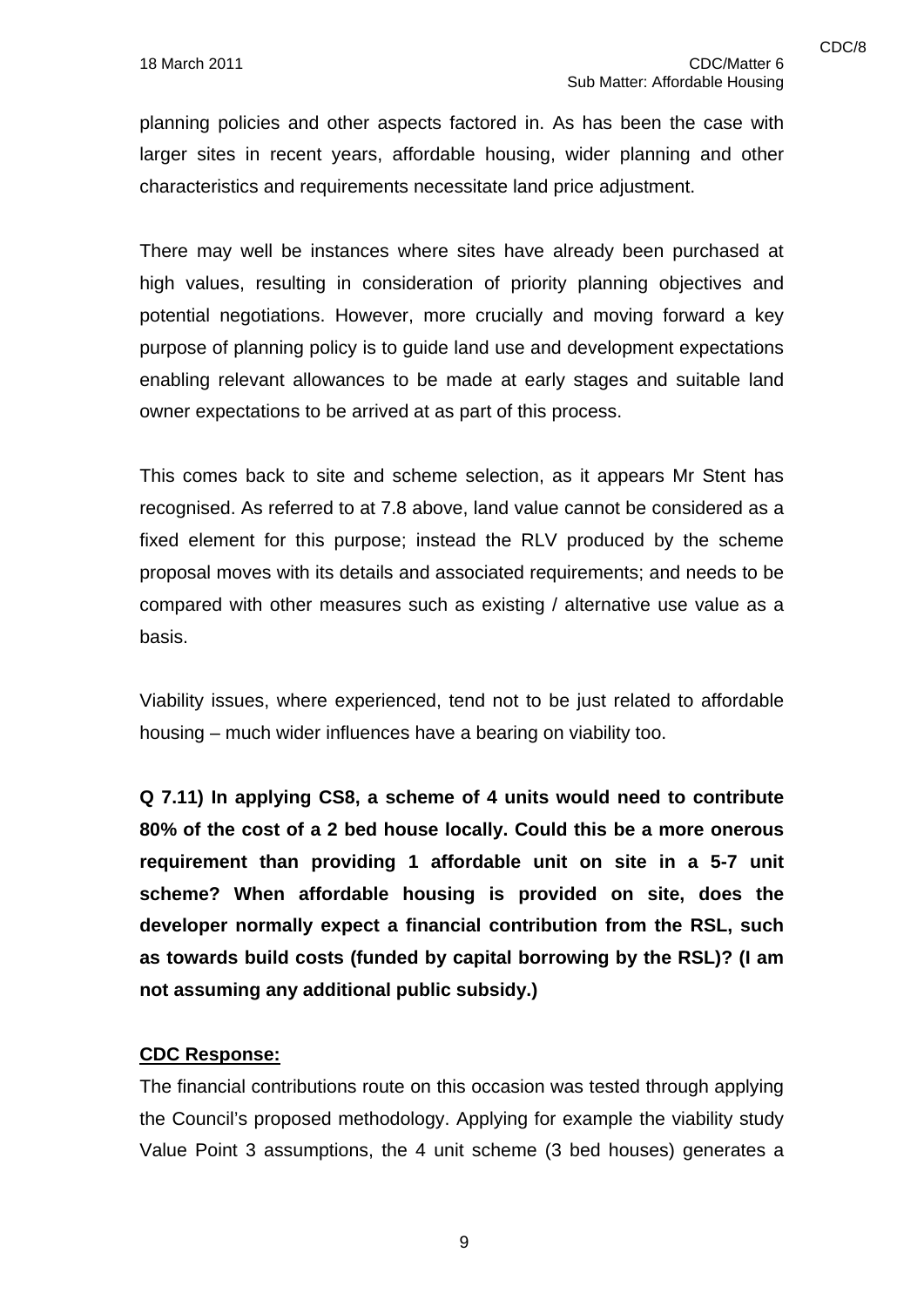planning policies and other aspects factored in. As has been the case with larger sites in recent years, affordable housing, wider planning and other characteristics and requirements necessitate land price adjustment.

There may well be instances where sites have already been purchased at high values, resulting in consideration of priority planning objectives and potential negotiations. However, more crucially and moving forward a key purpose of planning policy is to guide land use and development expectations enabling relevant allowances to be made at early stages and suitable land owner expectations to be arrived at as part of this process.

This comes back to site and scheme selection, as it appears Mr Stent has recognised. As referred to at 7.8 above, land value cannot be considered as a fixed element for this purpose; instead the RLV produced by the scheme proposal moves with its details and associated requirements; and needs to be compared with other measures such as existing / alternative use value as a basis.

Viability issues, where experienced, tend not to be just related to affordable housing – much wider influences have a bearing on viability too.

**Q 7.11) In applying CS8, a scheme of 4 units would need to contribute 80% of the cost of a 2 bed house locally. Could this be a more onerous requirement than providing 1 affordable unit on site in a 5-7 unit scheme? When affordable housing is provided on site, does the developer normally expect a financial contribution from the RSL, such as towards build costs (funded by capital borrowing by the RSL)? (I am not assuming any additional public subsidy.)**

**CDC Response:**

The financial contributions route on this occasion was tested through applying the Council's proposed methodology. Applying for example the viability study Value Point 3 assumptions, the 4 unit scheme (3 bed houses) generates a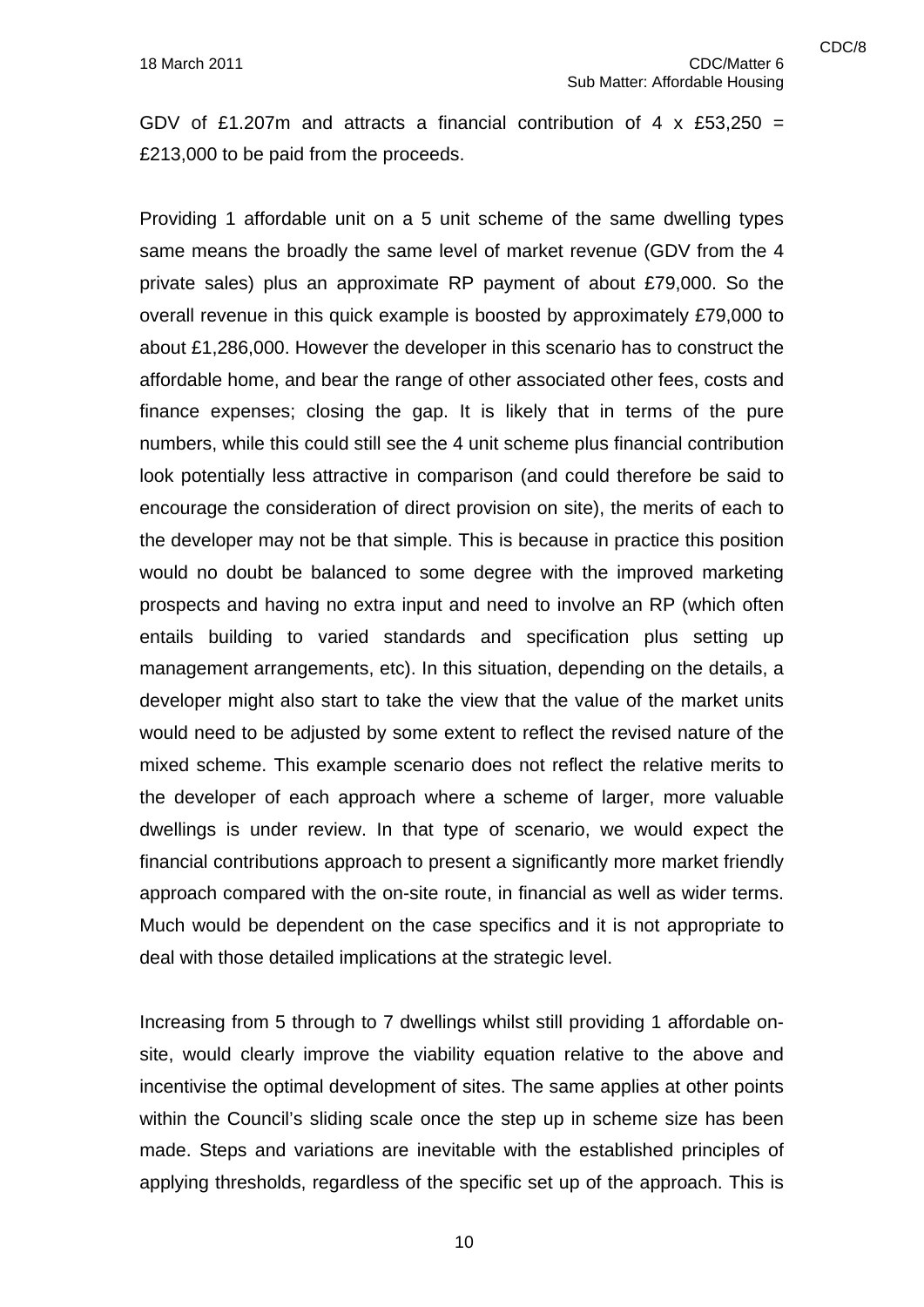GDV of £1.207m and attracts a financial contribution of 4 x £53,250 = £213,000 to be paid from the proceeds.

Providing 1 affordable unit on a 5 unit scheme of the same dwelling types same means the broadly the same level of market revenue (GDV from the 4 private sales) plus an approximate RP payment of about £79,000. So the overall revenue in this quick example is boosted by approximately £79,000 to about £1,286,000. However the developer in this scenario has to construct the affordable home, and bear the range of other associated other fees, costs and finance expenses; closing the gap. It is likely that in terms of the pure numbers, while this could still see the 4 unit scheme plus financial contribution look potentially less attractive in comparison (and could therefore be said to encourage the consideration of direct provision on site), the merits of each to the developer may not be that simple. This is because in practice this position would no doubt be balanced to some degree with the improved marketing prospects and having no extra input and need to involve an RP (which often entails building to varied standards and specification plus setting up management arrangements, etc). In this situation, depending on the details, a developer might also start to take the view that the value of the market units would need to be adjusted by some extent to reflect the revised nature of the mixed scheme. This example scenario does not reflect the relative merits to the developer of each approach where a scheme of larger, more valuable dwellings is under review. In that type of scenario, we would expect the financial contributions approach to present a significantly more market friendly approach compared with the on-site route, in financial as well as wider terms. Much would be dependent on the case specifics and it is not appropriate to deal with those detailed implications at the strategic level.

Increasing from 5 through to 7 dwellings whilst still providing 1 affordable on-site, would clearly improve the viability equation relative to the above and incentivise the optimal development of sites. The same applies at other points within the Council's sliding scale once the step up in scheme size has been made. Steps and variations are inevitable with the established principles of applying thresholds, regardless of the specific set up of the approach. This is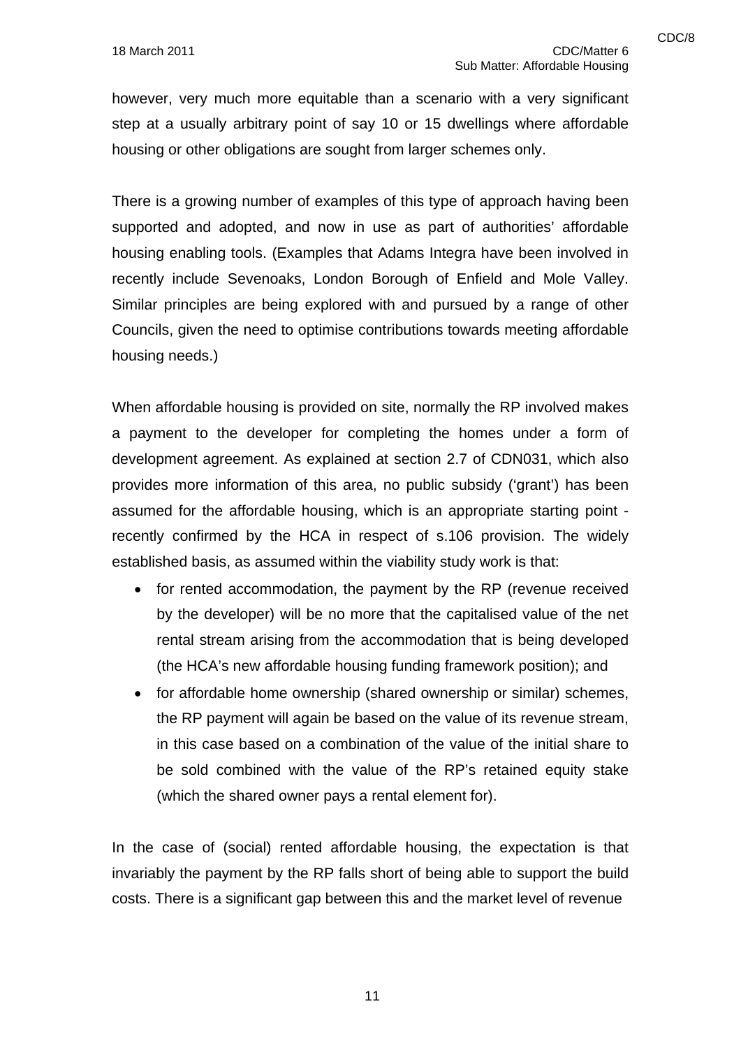however, very much more equitable than a scenario with a very significant step at a usually arbitrary point of say 10 or 15 dwellings where affordable housing or other obligations are sought from larger schemes only.

There is a growing number of examples of this type of approach having been supported and adopted, and now in use as part of authorities' affordable housing enabling tools. (Examples that Adams Integra have been involved in recently include Sevenoaks, London Borough of Enfield and Mole Valley. Similar principles are being explored with and pursued by a range of other Councils, given the need to optimise contributions towards meeting affordable housing needs.)

When affordable housing is provided on site, normally the RP involved makes a payment to the developer for completing the homes under a form of development agreement. As explained at section 2.7 of CDN031, which also provides more information of this area, no public subsidy ('grant') has been assumed for the affordable housing, which is an appropriate starting point - recently confirmed by the HCA in respect of s.106 provision. The widely established basis, as assumed within the viability study work is that:

- for rented accommodation, the payment by the RP (revenue received by the developer) will be no more that the capitalised value of the net rental stream arising from the accommodation that is being developed (the HCA's new affordable housing funding framework position); and
- for affordable home ownership (shared ownership or similar) schemes, the RP payment will again be based on the value of its revenue stream, in this case based on a combination of the value of the initial share to be sold combined with the value of the RP's retained equity stake (which the shared owner pays a rental element for).

In the case of (social) rented affordable housing, the expectation is that invariably the payment by the RP falls short of being able to support the build costs. There is a significant gap between this and the market level of revenue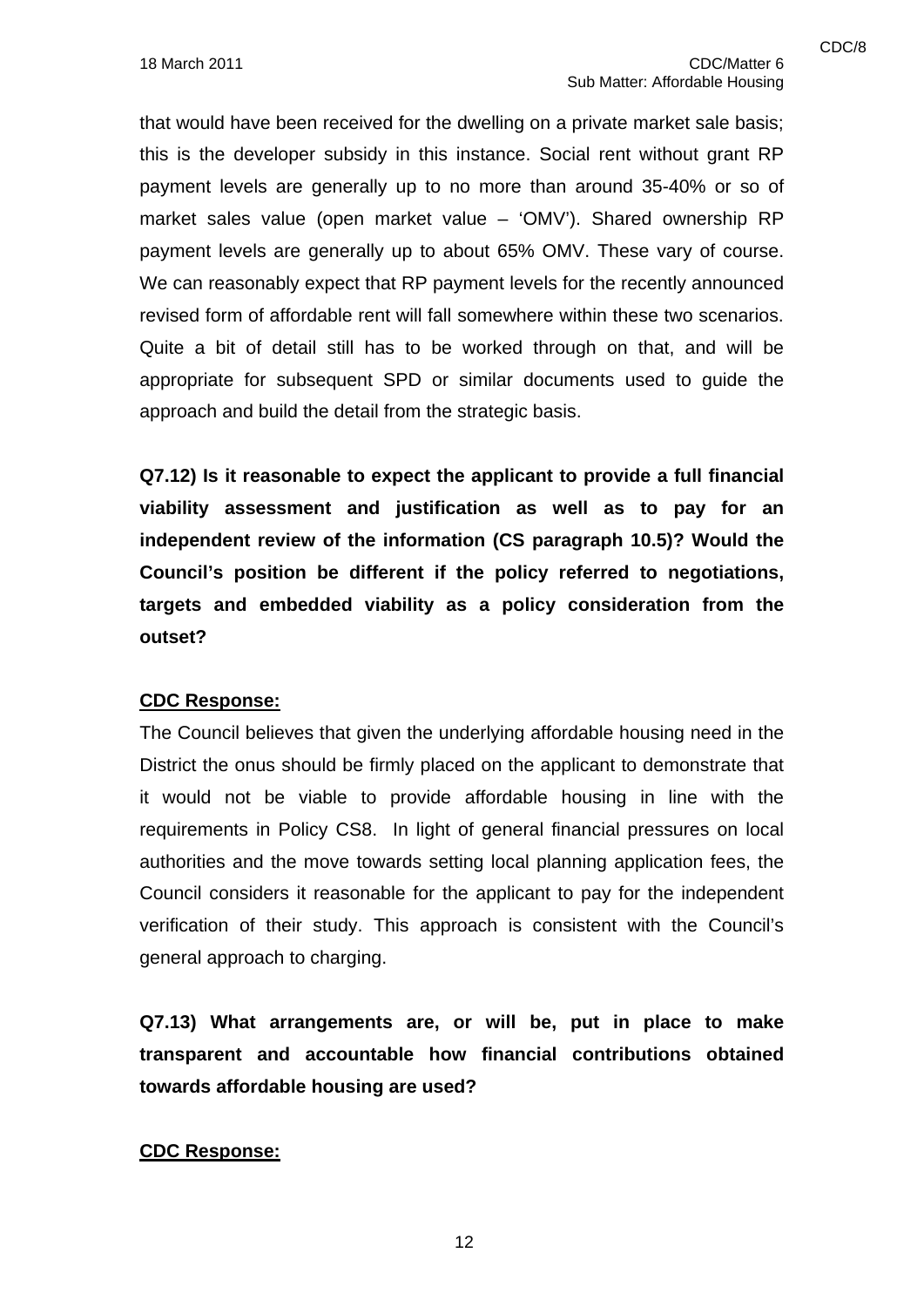that would have been received for the dwelling on a private market sale basis; this is the developer subsidy in this instance. Social rent without grant RP payment levels are generally up to no more than around 35-40% or so of market sales value (open market value – 'OMV'). Shared ownership RP payment levels are generally up to about 65% OMV. These vary of course. We can reasonably expect that RP payment levels for the recently announced revised form of affordable rent will fall somewhere within these two scenarios. Quite a bit of detail still has to be worked through on that, and will be appropriate for subsequent SPD or similar documents used to guide the approach and build the detail from the strategic basis.

**Q7.12) Is it reasonable to expect the applicant to provide a full financial viability assessment and justification as well as to pay for an independent review of the information (CS paragraph 10.5)? Would the Council's position be different if the policy referred to negotiations, targets and embedded viability as a policy consideration from the outset?**

**CDC Response:**

The Council believes that given the underlying affordable housing need in the District the onus should be firmly placed on the applicant to demonstrate that it would not be viable to provide affordable housing in line with the requirements in Policy CS8. In light of general financial pressures on local authorities and the move towards setting local planning application fees, the Council considers it reasonable for the applicant to pay for the independent verification of their study. This approach is consistent with the Council's general approach to charging.

**Q7.13) What arrangements are, or will be, put in place to make transparent and accountable how financial contributions obtained towards affordable housing are used?**

**CDC Response:**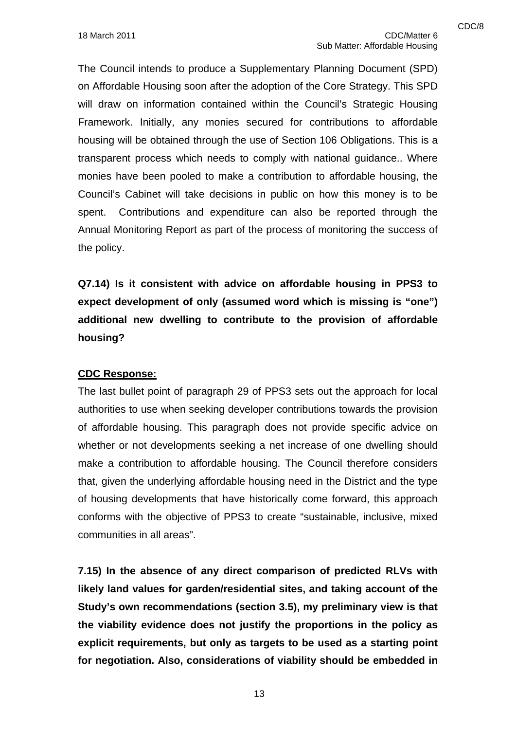The Council intends to produce a Supplementary Planning Document (SPD) on Affordable Housing soon after the adoption of the Core Strategy. This SPD will draw on information contained within the Council's Strategic Housing Framework. Initially, any monies secured for contributions to affordable housing will be obtained through the use of Section 106 Obligations. This is a transparent process which needs to comply with national guidance.. Where monies have been pooled to make a contribution to affordable housing, the Council's Cabinet will take decisions in public on how this money is to be spent. Contributions and expenditure can also be reported through the Annual Monitoring Report as part of the process of monitoring the success of the policy.

**Q7.14) Is it consistent with advice on affordable housing in PPS3 to expect development of only (assumed word which is missing is "one") additional new dwelling to contribute to the provision of affordable housing?**

**CDC Response:**

The last bullet point of paragraph 29 of PPS3 sets out the approach for local authorities to use when seeking developer contributions towards the provision of affordable housing. This paragraph does not provide specific advice on whether or not developments seeking a net increase of one dwelling should make a contribution to affordable housing. The Council therefore considers that, given the underlying affordable housing need in the District and the type of housing developments that have historically come forward, this approach conforms with the objective of PPS3 to create "sustainable, inclusive, mixed communities in all areas".

**7.15) In the absence of any direct comparison of predicted RLVs with likely land values for garden/residential sites, and taking account of the Study's own recommendations (section 3.5), my preliminary view is that the viability evidence does not justify the proportions in the policy as explicit requirements, but only as targets to be used as a starting point for negotiation. Also, considerations of viability should be embedded in**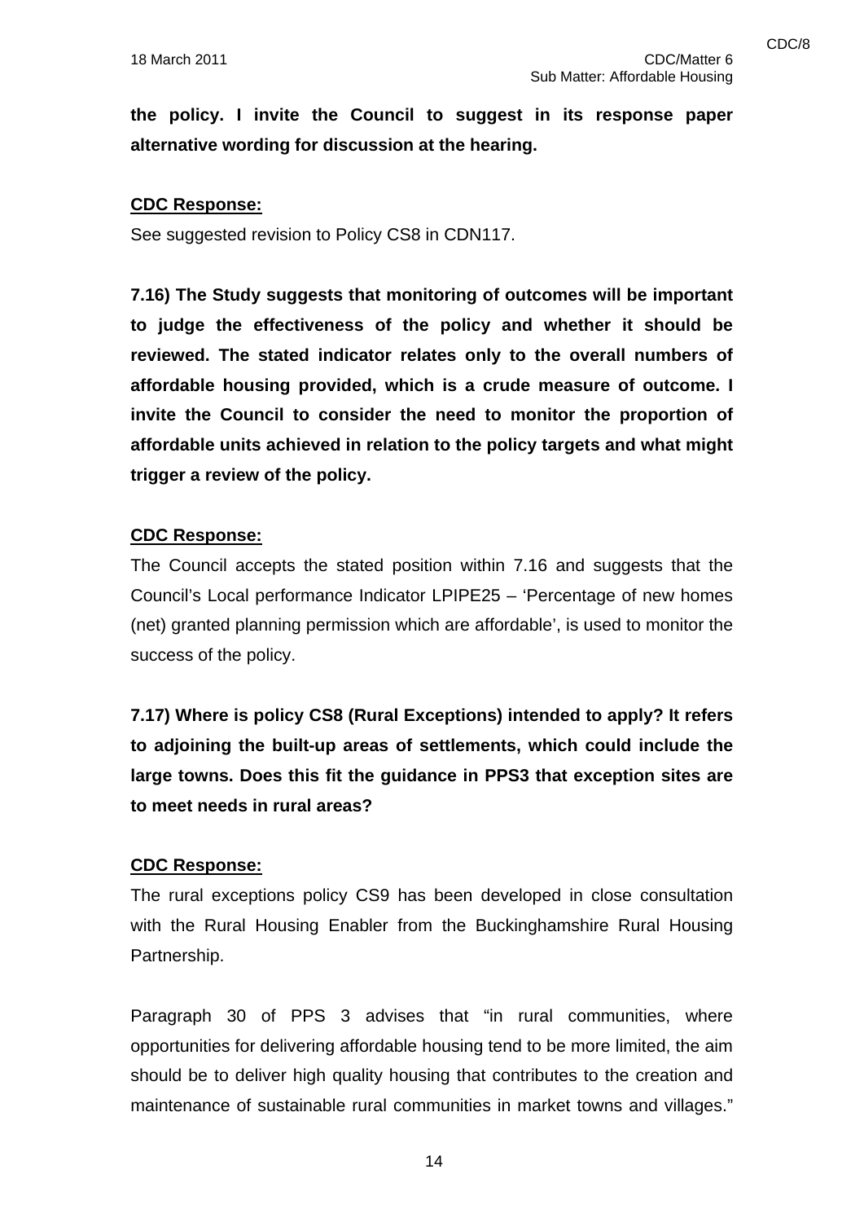**the policy. I invite the Council to suggest in its response paper alternative wording for discussion at the hearing.**

**CDC Response:**

See suggested revision to Policy CS8 in CDN117.

**7.16) The Study suggests that monitoring of outcomes will be important to judge the effectiveness of the policy and whether it should be reviewed. The stated indicator relates only to the overall numbers of affordable housing provided, which is a crude measure of outcome. I invite the Council to consider the need to monitor the proportion of affordable units achieved in relation to the policy targets and what might trigger a review of the policy.**

**CDC Response:**

The Council accepts the stated position within 7.16 and suggests that the Council's Local performance Indicator LPIPE25 – 'Percentage of new homes (net) granted planning permission which are affordable', is used to monitor the success of the policy.

**7.17) Where is policy CS8 (Rural Exceptions) intended to apply? It refers to adjoining the built-up areas of settlements, which could include the large towns. Does this fit the guidance in PPS3 that exception sites are to meet needs in rural areas?**

**CDC Response:**

The rural exceptions policy CS9 has been developed in close consultation with the Rural Housing Enabler from the Buckinghamshire Rural Housing Partnership.

Paragraph 30 of PPS 3 advises that "in rural communities, where opportunities for delivering affordable housing tend to be more limited, the aim should be to deliver high quality housing that contributes to the creation and maintenance of sustainable rural communities in market towns and villages."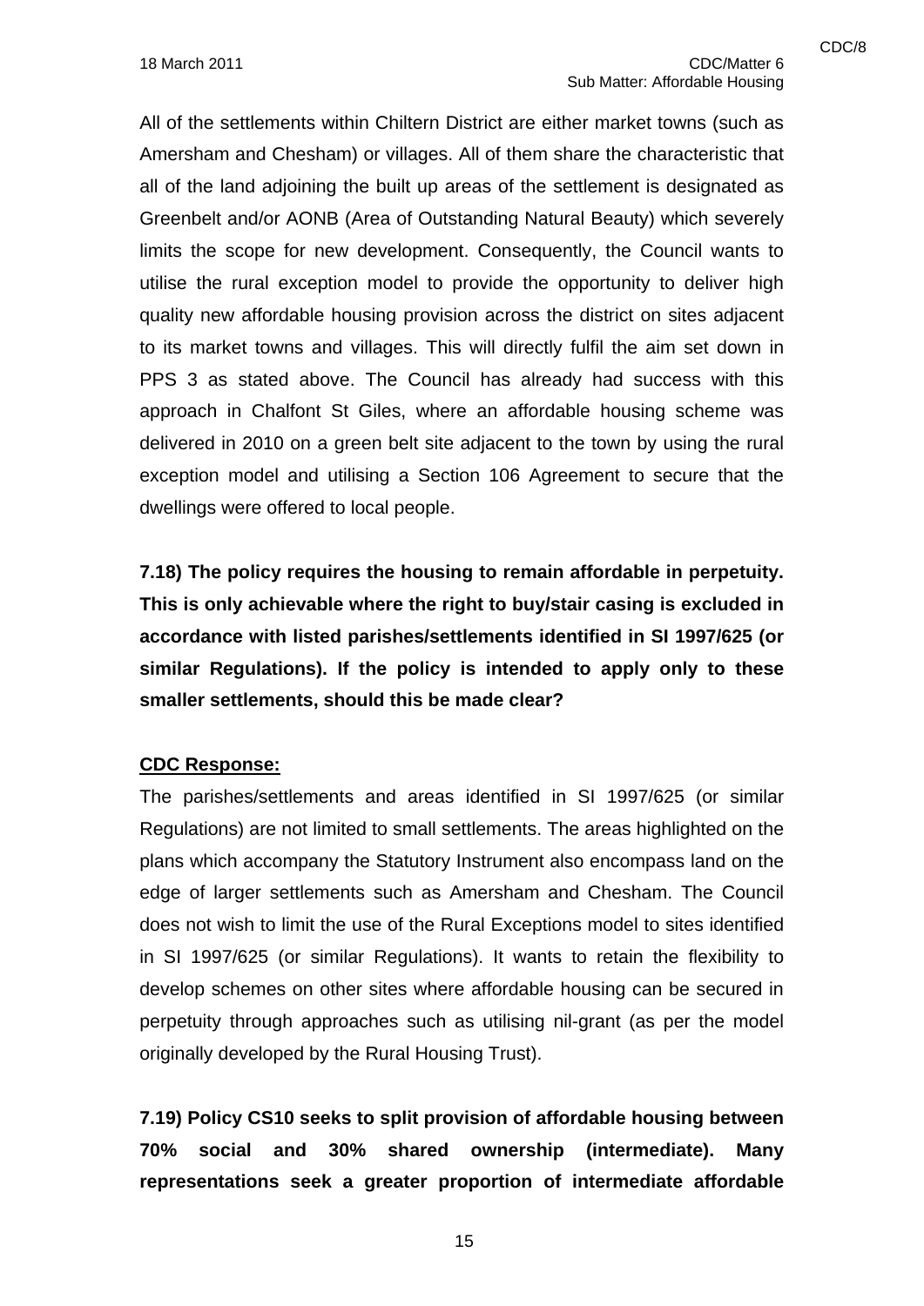All of the settlements within Chiltern District are either market towns (such as Amersham and Chesham) or villages. All of them share the characteristic that all of the land adjoining the built up areas of the settlement is designated as Greenbelt and/or AONB (Area of Outstanding Natural Beauty) which severely limits the scope for new development. Consequently, the Council wants to utilise the rural exception model to provide the opportunity to deliver high quality new affordable housing provision across the district on sites adjacent to its market towns and villages. This will directly fulfil the aim set down in PPS 3 as stated above. The Council has already had success with this approach in Chalfont St Giles, where an affordable housing scheme was delivered in 2010 on a green belt site adjacent to the town by using the rural exception model and utilising a Section 106 Agreement to secure that the dwellings were offered to local people.

**7.18) The policy requires the housing to remain affordable in perpetuity. This is only achievable where the right to buy/stair casing is excluded in accordance with listed parishes/settlements identified in SI 1997/625 (or similar Regulations). If the policy is intended to apply only to these smaller settlements, should this be made clear?**

**CDC Response:**

The parishes/settlements and areas identified in SI 1997/625 (or similar Regulations) are not limited to small settlements. The areas highlighted on the plans which accompany the Statutory Instrument also encompass land on the edge of larger settlements such as Amersham and Chesham. The Council does not wish to limit the use of the Rural Exceptions model to sites identified in SI 1997/625 (or similar Regulations). It wants to retain the flexibility to develop schemes on other sites where affordable housing can be secured in perpetuity through approaches such as utilising nil-grant (as per the model originally developed by the Rural Housing Trust).

**7.19) Policy CS10 seeks to split provision of affordable housing between 70% social and 30% shared ownership (intermediate). Many representations seek a greater proportion of intermediate affordable**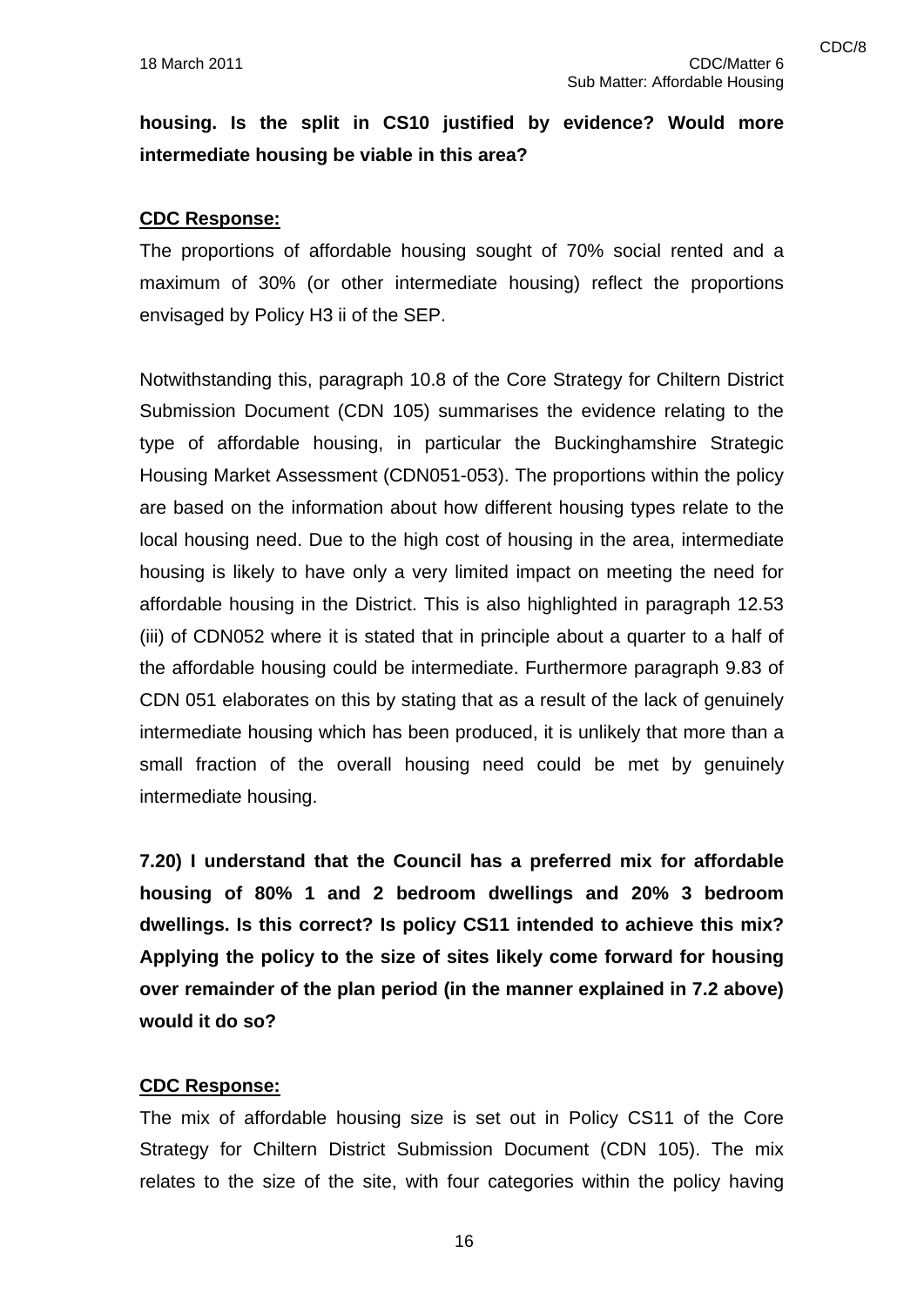**housing. Is the split in CS10 justified by evidence? Would more intermediate housing be viable in this area?**

**CDC Response:**

The proportions of affordable housing sought of 70% social rented and a maximum of 30% (or other intermediate housing) reflect the proportions envisaged by Policy H3 ii of the SEP.

Notwithstanding this, paragraph 10.8 of the Core Strategy for Chiltern District Submission Document (CDN 105) summarises the evidence relating to the type of affordable housing, in particular the Buckinghamshire Strategic Housing Market Assessment (CDN051-053). The proportions within the policy are based on the information about how different housing types relate to the local housing need. Due to the high cost of housing in the area, intermediate housing is likely to have only a very limited impact on meeting the need for affordable housing in the District. This is also highlighted in paragraph 12.53 (iii) of CDN052 where it is stated that in principle about a quarter to a half of the affordable housing could be intermediate. Furthermore paragraph 9.83 of CDN 051 elaborates on this by stating that as a result of the lack of genuinely intermediate housing which has been produced, it is unlikely that more than a small fraction of the overall housing need could be met by genuinely intermediate housing.

**7.20) I understand that the Council has a preferred mix for affordable housing of 80% 1 and 2 bedroom dwellings and 20% 3 bedroom dwellings. Is this correct? Is policy CS11 intended to achieve this mix? Applying the policy to the size of sites likely come forward for housing over remainder of the plan period (in the manner explained in 7.2 above) would it do so?**

**CDC Response:**

The mix of affordable housing size is set out in Policy CS11 of the Core Strategy for Chiltern District Submission Document (CDN 105). The mix relates to the size of the site, with four categories within the policy having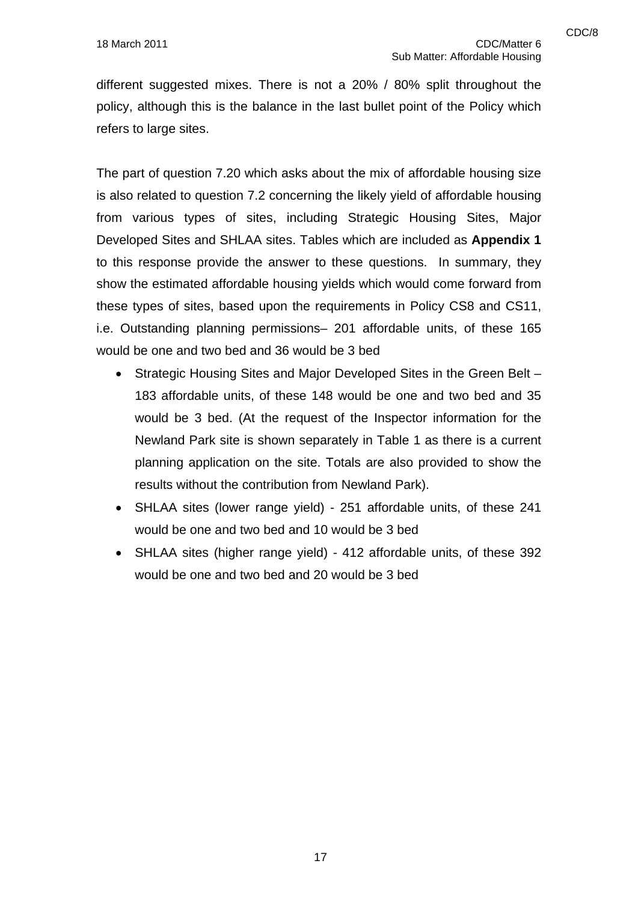different suggested mixes. There is not a 20% / 80% split throughout the policy, although this is the balance in the last bullet point of the Policy which refers to large sites.

The part of question 7.20 which asks about the mix of affordable housing size is also related to question 7.2 concerning the likely yield of affordable housing from various types of sites, including Strategic Housing Sites, Major Developed Sites and SHLAA sites. Tables which are included as **Appendix 1** to this response provide the answer to these questions. In summary, they show the estimated affordable housing yields which would come forward from these types of sites, based upon the requirements in Policy CS8 and CS11, i.e. Outstanding planning permissions– 201 affordable units, of these 165 would be one and two bed and 36 would be 3 bed

- Strategic Housing Sites and Major Developed Sites in the Green Belt – 183 affordable units, of these 148 would be one and two bed and 35 would be 3 bed. (At the request of the Inspector information for the Newland Park site is shown separately in Table 1 as there is a current planning application on the site. Totals are also provided to show the results without the contribution from Newland Park).
- SHLAA sites (lower range yield) - 251 affordable units, of these 241 would be one and two bed and 10 would be 3 bed
- SHLAA sites (higher range yield) - 412 affordable units, of these 392 would be one and two bed and 20 would be 3 bed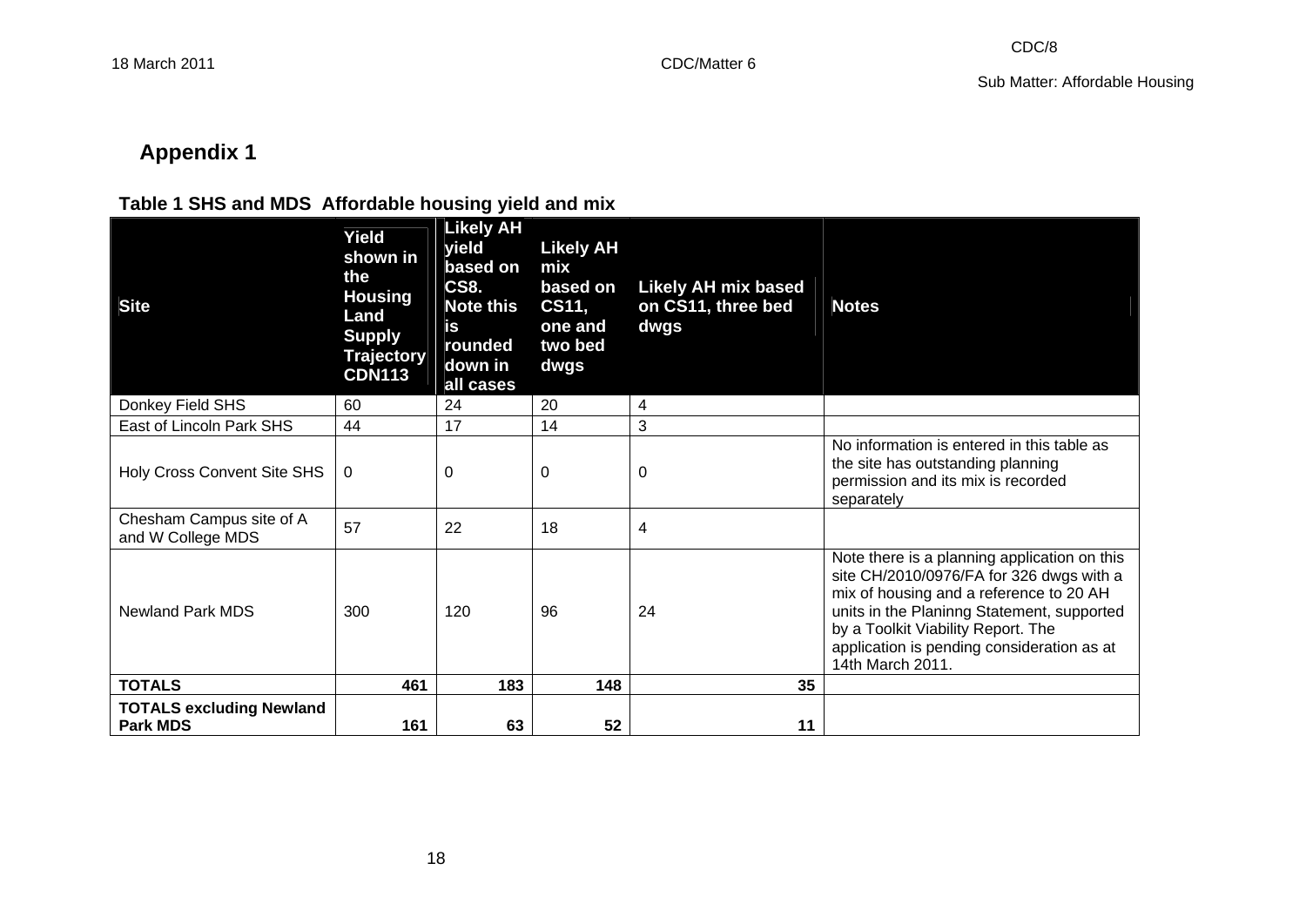## Appendix 1

### Table 1 SHS and MDS Affordable housing yield and mix

| Site | Yield shown in the Housing Land Supply Trajectory CDN113 | Likely AH yield based on CS8. Note this is rounded down in all cases | Likely AH mix based on CS11, one and two bed dwgs | Likely AH mix based on CS11, three bed dwgs | Notes |
|---|---|---|---|---|---|
| Donkey Field SHS | 60 | 24 | 20 | 4 | |
| East of Lincoln Park SHS | 44 | 17 | 14 | 3 | |
| Holy Cross Convent Site SHS | 0 | 0 | 0 | 0 | No information is entered in this table as the site has outstanding planning permission and its mix is recorded separately |
| Chesham Campus site of A and W College MDS | 57 | 22 | 18 | 4 | |
| Newland Park MDS | 300 | 120 | 96 | 24 | Note there is a planning application on this site CH/2010/0976/FA for 326 dwgs with a mix of housing and a reference to 20 AH units in the Planinng Statement, supported by a Toolkit Viability Report. The application is pending consideration as at 14th March 2011. |
| **TOTALS** | **461** | **183** | **148** | **35** | |
| **TOTALS excluding Newland Park MDS** | **161** | **63** | **52** | **11** | |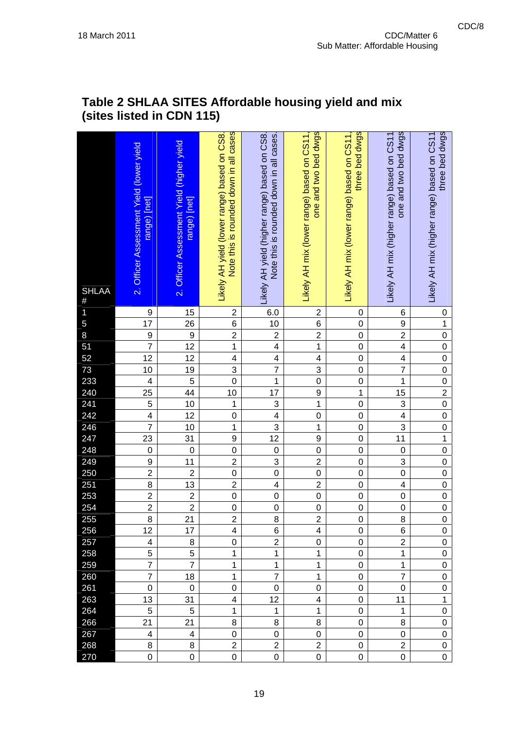## Table 2 SHLAA SITES Affordable housing yield and mix (sites listed in CDN 115)

| SHLAA # | 2. Officer Assessment Yield (lower yield range) [net] | 2. Officer Assessment Yield (higher yield range) [net] | Likely AH yield (lower range) based on CS8. Note this is rounded down in all cases | Likely AH yield (higher range) based on CS8. Note this is rounded down in all cases. | Likely AH mix (lower range) based on CS11, one and two bed dwgs | Likely AH mix (lower range) based on CS11, three bed dwgs | Likely AH mix (higher range) based on CS11 one and two bed dwgs | Likely AH mix (higher range) based on CS11 three bed dwgs |
|---|---|---|---|---|---|---|---|---|
| 1 | 9 | 15 | 2 | 6.0 | 2 | 0 | 6 | 0 |
| 5 | 17 | 26 | 6 | 10 | 6 | 0 | 9 | 1 |
| 8 | 9 | 9 | 2 | 2 | 2 | 0 | 2 | 0 |
| 51 | 7 | 12 | 1 | 4 | 1 | 0 | 4 | 0 |
| 52 | 12 | 12 | 4 | 4 | 4 | 0 | 4 | 0 |
| 73 | 10 | 19 | 3 | 7 | 3 | 0 | 7 | 0 |
| 233 | 4 | 5 | 0 | 1 | 0 | 0 | 1 | 0 |
| 240 | 25 | 44 | 10 | 17 | 9 | 1 | 15 | 2 |
| 241 | 5 | 10 | 1 | 3 | 1 | 0 | 3 | 0 |
| 242 | 4 | 12 | 0 | 4 | 0 | 0 | 4 | 0 |
| 246 | 7 | 10 | 1 | 3 | 1 | 0 | 3 | 0 |
| 247 | 23 | 31 | 9 | 12 | 9 | 0 | 11 | 1 |
| 248 | 0 | 0 | 0 | 0 | 0 | 0 | 0 | 0 |
| 249 | 9 | 11 | 2 | 3 | 2 | 0 | 3 | 0 |
| 250 | 2 | 2 | 0 | 0 | 0 | 0 | 0 | 0 |
| 251 | 8 | 13 | 2 | 4 | 2 | 0 | 4 | 0 |
| 253 | 2 | 2 | 0 | 0 | 0 | 0 | 0 | 0 |
| 254 | 2 | 2 | 0 | 0 | 0 | 0 | 0 | 0 |
| 255 | 8 | 21 | 2 | 8 | 2 | 0 | 8 | 0 |
| 256 | 12 | 17 | 4 | 6 | 4 | 0 | 6 | 0 |
| 257 | 4 | 8 | 0 | 2 | 0 | 0 | 2 | 0 |
| 258 | 5 | 5 | 1 | 1 | 1 | 0 | 1 | 0 |
| 259 | 7 | 7 | 1 | 1 | 1 | 0 | 1 | 0 |
| 260 | 7 | 18 | 1 | 7 | 1 | 0 | 7 | 0 |
| 261 | 0 | 0 | 0 | 0 | 0 | 0 | 0 | 0 |
| 263 | 13 | 31 | 4 | 12 | 4 | 0 | 11 | 1 |
| 264 | 5 | 5 | 1 | 1 | 1 | 0 | 1 | 0 |
| 266 | 21 | 21 | 8 | 8 | 8 | 0 | 8 | 0 |
| 267 | 4 | 4 | 0 | 0 | 0 | 0 | 0 | 0 |
| 268 | 8 | 8 | 2 | 2 | 2 | 0 | 2 | 0 |
| 270 | 0 | 0 | 0 | 0 | 0 | 0 | 0 | 0 |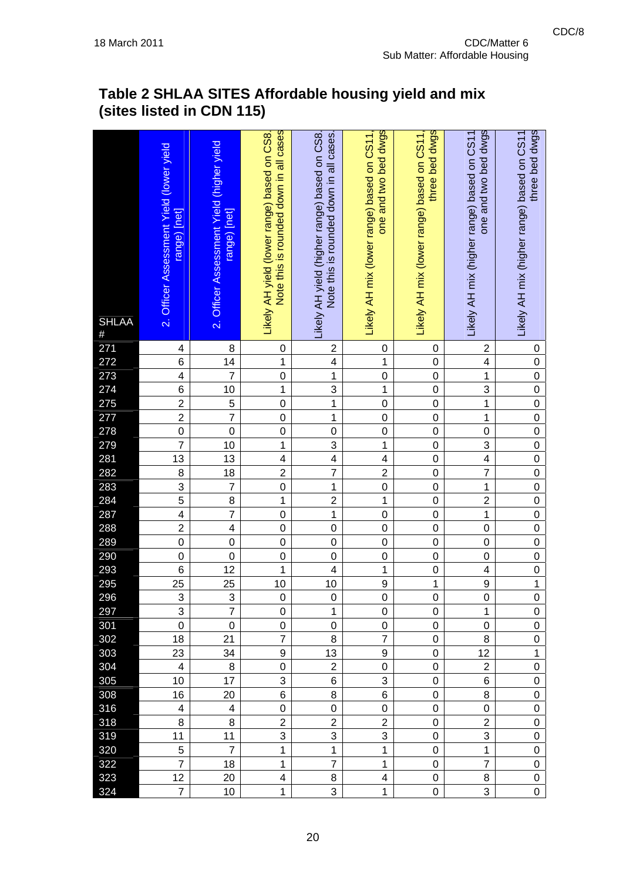## Table 2 SHLAA SITES Affordable housing yield and mix (sites listed in CDN 115)

| SHLAA # | 2. Officer Assessment Yield (lower yield range) [net] | 2. Officer Assessment Yield (higher yield range) [net] | Likely AH yield (lower range) based on CS8. Note this is rounded down in all cases | Likely AH yield (higher range) based on CS8. Note this is rounded down in all cases. | Likely AH mix (lower range) based on CS11, one and two bed dwgs | Likely AH mix (lower range) based on CS11, three bed dwgs | Likely AH mix (higher range) based on CS11 one and two bed dwgs | Likely AH mix (higher range) based on CS11 three bed dwgs |
|---|---|---|---|---|---|---|---|---|
| 271 | 4 | 8 | 0 | 2 | 0 | 0 | 2 | 0 |
| 272 | 6 | 14 | 1 | 4 | 1 | 0 | 4 | 0 |
| 273 | 4 | 7 | 0 | 1 | 0 | 0 | 1 | 0 |
| 274 | 6 | 10 | 1 | 3 | 1 | 0 | 3 | 0 |
| 275 | 2 | 5 | 0 | 1 | 0 | 0 | 1 | 0 |
| 277 | 2 | 7 | 0 | 1 | 0 | 0 | 1 | 0 |
| 278 | 0 | 0 | 0 | 0 | 0 | 0 | 0 | 0 |
| 279 | 7 | 10 | 1 | 3 | 1 | 0 | 3 | 0 |
| 281 | 13 | 13 | 4 | 4 | 4 | 0 | 4 | 0 |
| 282 | 8 | 18 | 2 | 7 | 2 | 0 | 7 | 0 |
| 283 | 3 | 7 | 0 | 1 | 0 | 0 | 1 | 0 |
| 284 | 5 | 8 | 1 | 2 | 1 | 0 | 2 | 0 |
| 287 | 4 | 7 | 0 | 1 | 0 | 0 | 1 | 0 |
| 288 | 2 | 4 | 0 | 0 | 0 | 0 | 0 | 0 |
| 289 | 0 | 0 | 0 | 0 | 0 | 0 | 0 | 0 |
| 290 | 0 | 0 | 0 | 0 | 0 | 0 | 0 | 0 |
| 293 | 6 | 12 | 1 | 4 | 1 | 0 | 4 | 0 |
| 295 | 25 | 25 | 10 | 10 | 9 | 1 | 9 | 1 |
| 296 | 3 | 3 | 0 | 0 | 0 | 0 | 0 | 0 |
| 297 | 3 | 7 | 0 | 1 | 0 | 0 | 1 | 0 |
| 301 | 0 | 0 | 0 | 0 | 0 | 0 | 0 | 0 |
| 302 | 18 | 21 | 7 | 8 | 7 | 0 | 8 | 0 |
| 303 | 23 | 34 | 9 | 13 | 9 | 0 | 12 | 1 |
| 304 | 4 | 8 | 0 | 2 | 0 | 0 | 2 | 0 |
| 305 | 10 | 17 | 3 | 6 | 3 | 0 | 6 | 0 |
| 308 | 16 | 20 | 6 | 8 | 6 | 0 | 8 | 0 |
| 316 | 4 | 4 | 0 | 0 | 0 | 0 | 0 | 0 |
| 318 | 8 | 8 | 2 | 2 | 2 | 0 | 2 | 0 |
| 319 | 11 | 11 | 3 | 3 | 3 | 0 | 3 | 0 |
| 320 | 5 | 7 | 1 | 1 | 1 | 0 | 1 | 0 |
| 322 | 7 | 18 | 1 | 7 | 1 | 0 | 7 | 0 |
| 323 | 12 | 20 | 4 | 8 | 4 | 0 | 8 | 0 |
| 324 | 7 | 10 | 1 | 3 | 1 | 0 | 3 | 0 |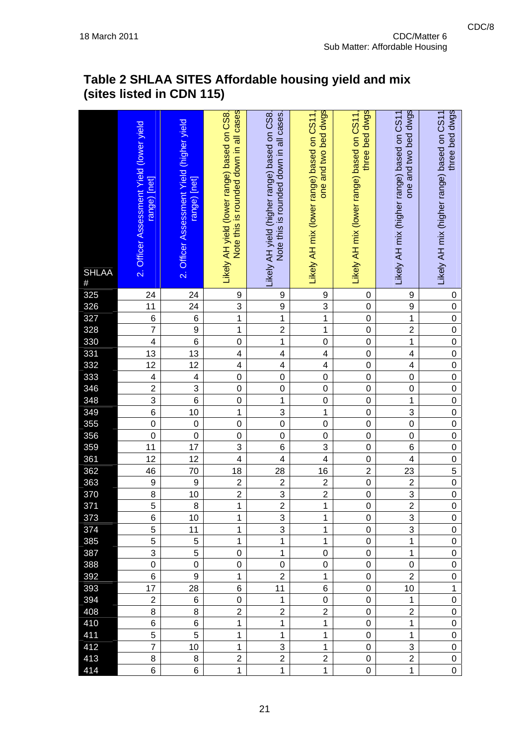## Table 2 SHLAA SITES Affordable housing yield and mix (sites listed in CDN 115)

| SHLAA # | 2. Officer Assessment Yield (lower yield range) [net] | 2. Officer Assessment Yield (higher yield range) [net] | Likely AH yield (lower range) based on CS8. Note this is rounded down in all cases | Likely AH yield (higher range) based on CS8. Note this is rounded down in all cases. | Likely AH mix (lower range) based on CS11, one and two bed dwgs | Likely AH mix (lower range) based on CS11, three bed dwgs | Likely AH mix (higher range) based on CS11 one and two bed dwgs | Likely AH mix (higher range) based on CS11 three bed dwgs |
|---|---|---|---|---|---|---|---|---|
| 325 | 24 | 24 | 9 | 9 | 9 | 0 | 9 | 0 |
| 326 | 11 | 24 | 3 | 9 | 3 | 0 | 9 | 0 |
| 327 | 6 | 6 | 1 | 1 | 1 | 0 | 1 | 0 |
| 328 | 7 | 9 | 1 | 2 | 1 | 0 | 2 | 0 |
| 330 | 4 | 6 | 0 | 1 | 0 | 0 | 1 | 0 |
| 331 | 13 | 13 | 4 | 4 | 4 | 0 | 4 | 0 |
| 332 | 12 | 12 | 4 | 4 | 4 | 0 | 4 | 0 |
| 333 | 4 | 4 | 0 | 0 | 0 | 0 | 0 | 0 |
| 346 | 2 | 3 | 0 | 0 | 0 | 0 | 0 | 0 |
| 348 | 3 | 6 | 0 | 1 | 0 | 0 | 1 | 0 |
| 349 | 6 | 10 | 1 | 3 | 1 | 0 | 3 | 0 |
| 355 | 0 | 0 | 0 | 0 | 0 | 0 | 0 | 0 |
| 356 | 0 | 0 | 0 | 0 | 0 | 0 | 0 | 0 |
| 359 | 11 | 17 | 3 | 6 | 3 | 0 | 6 | 0 |
| 361 | 12 | 12 | 4 | 4 | 4 | 0 | 4 | 0 |
| 362 | 46 | 70 | 18 | 28 | 16 | 2 | 23 | 5 |
| 363 | 9 | 9 | 2 | 2 | 2 | 0 | 2 | 0 |
| 370 | 8 | 10 | 2 | 3 | 2 | 0 | 3 | 0 |
| 371 | 5 | 8 | 1 | 2 | 1 | 0 | 2 | 0 |
| 373 | 6 | 10 | 1 | 3 | 1 | 0 | 3 | 0 |
| 374 | 5 | 11 | 1 | 3 | 1 | 0 | 3 | 0 |
| 385 | 5 | 5 | 1 | 1 | 1 | 0 | 1 | 0 |
| 387 | 3 | 5 | 0 | 1 | 0 | 0 | 1 | 0 |
| 388 | 0 | 0 | 0 | 0 | 0 | 0 | 0 | 0 |
| 392 | 6 | 9 | 1 | 2 | 1 | 0 | 2 | 0 |
| 393 | 17 | 28 | 6 | 11 | 6 | 0 | 10 | 1 |
| 394 | 2 | 6 | 0 | 1 | 0 | 0 | 1 | 0 |
| 408 | 8 | 8 | 2 | 2 | 2 | 0 | 2 | 0 |
| 410 | 6 | 6 | 1 | 1 | 1 | 0 | 1 | 0 |
| 411 | 5 | 5 | 1 | 1 | 1 | 0 | 1 | 0 |
| 412 | 7 | 10 | 1 | 3 | 1 | 0 | 3 | 0 |
| 413 | 8 | 8 | 2 | 2 | 2 | 0 | 2 | 0 |
| 414 | 6 | 6 | 1 | 1 | 1 | 0 | 1 | 0 |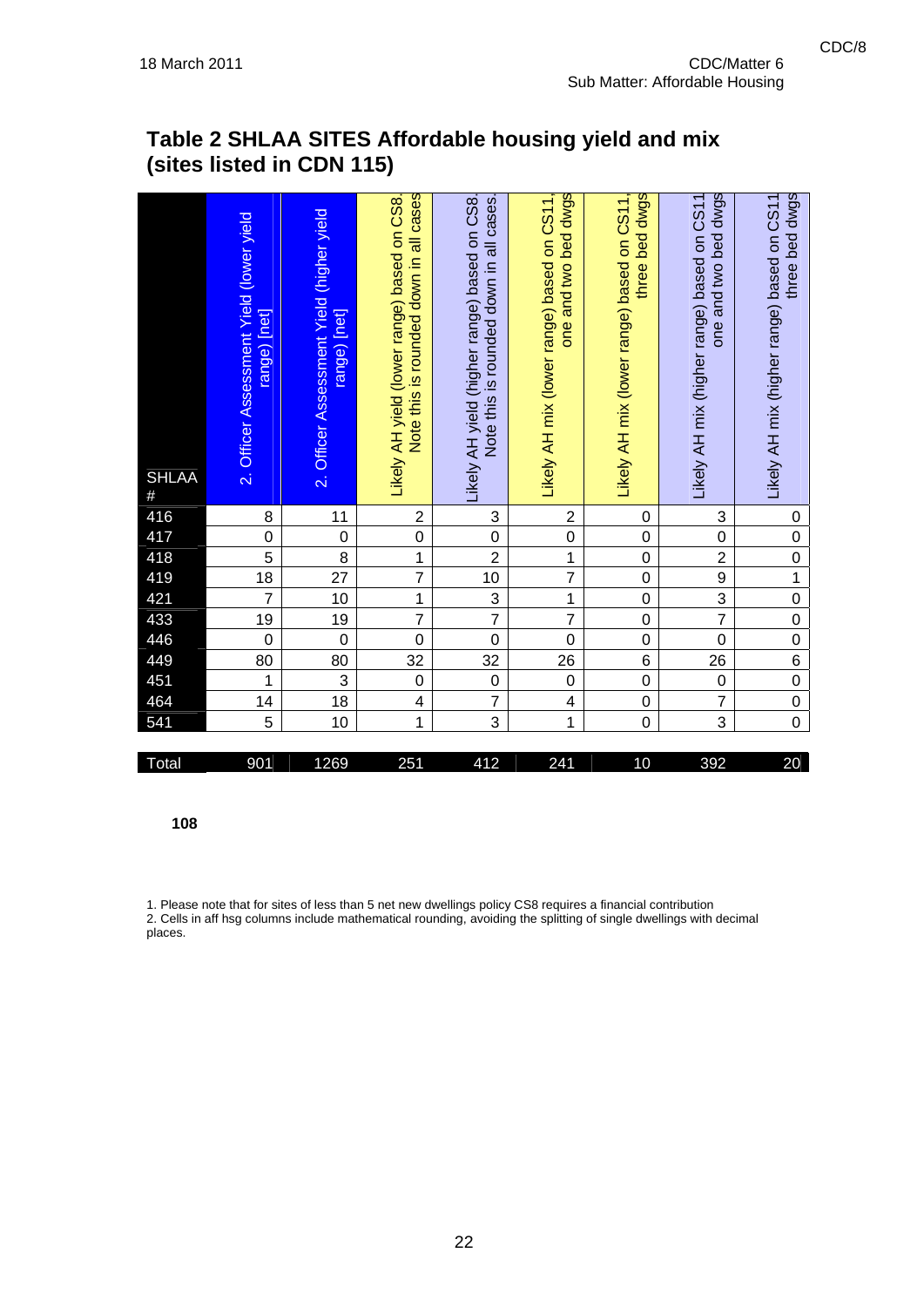## Table 2 SHLAA SITES Affordable housing yield and mix (sites listed in CDN 115)

| SHLAA # | 2. Officer Assessment Yield (lower yield range) [net] | 2. Officer Assessment Yield (higher yield range) [net] | Likely AH yield (lower range) based on CS8. Note this is rounded down in all cases | Likely AH yield (higher range) based on CS8. Note this is rounded down in all cases. | Likely AH mix (lower range) based on CS11, one and two bed dwgs | Likely AH mix (lower range) based on CS11, three bed dwgs | Likely AH mix (higher range) based on CS11 one and two bed dwgs | Likely AH mix (higher range) based on CS11 three bed dwgs |
|---|---|---|---|---|---|---|---|---|
| 416 | 8 | 11 | 2 | 3 | 2 | 0 | 3 | 0 |
| 417 | 0 | 0 | 0 | 0 | 0 | 0 | 0 | 0 |
| 418 | 5 | 8 | 1 | 2 | 1 | 0 | 2 | 0 |
| 419 | 18 | 27 | 7 | 10 | 7 | 0 | 9 | 1 |
| 421 | 7 | 10 | 1 | 3 | 1 | 0 | 3 | 0 |
| 433 | 19 | 19 | 7 | 7 | 7 | 0 | 7 | 0 |
| 446 | 0 | 0 | 0 | 0 | 0 | 0 | 0 | 0 |
| 449 | 80 | 80 | 32 | 32 | 26 | 6 | 26 | 6 |
| 451 | 1 | 3 | 0 | 0 | 0 | 0 | 0 | 0 |
| 464 | 14 | 18 | 4 | 7 | 4 | 0 | 7 | 0 |
| 541 | 5 | 10 | 1 | 3 | 1 | 0 | 3 | 0 |
| Total | 901 | 1269 | 251 | 412 | 241 | 10 | 392 | 20 |

**108**

1. Please note that for sites of less than 5 net new dwellings policy CS8 requires a financial contribution
2. Cells in aff hsg columns include mathematical rounding, avoiding the splitting of single dwellings with decimal places.